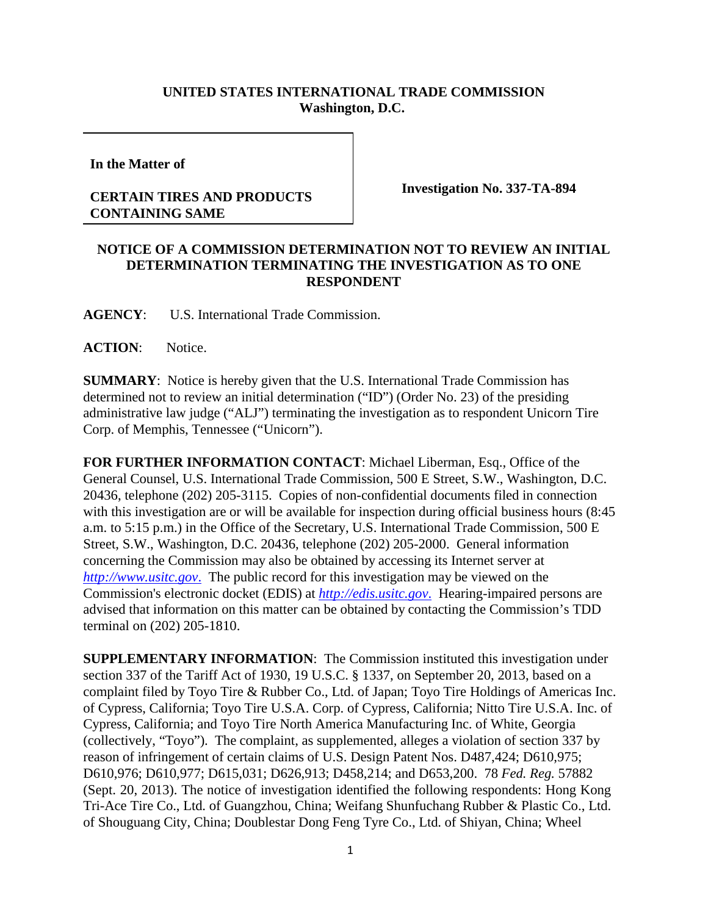**UNITED STATES INTERNATIONAL TRADE COMMISSION**
**Washington, D.C.**

**In the Matter of**

**CERTAIN TIRES AND PRODUCTS CONTAINING SAME**

**Investigation No. 337-TA-894**

**NOTICE OF A COMMISSION DETERMINATION NOT TO REVIEW AN INITIAL DETERMINATION TERMINATING THE INVESTIGATION AS TO ONE RESPONDENT**

**AGENCY**: U.S. International Trade Commission.

**ACTION**: Notice.

**SUMMARY**: Notice is hereby given that the U.S. International Trade Commission has determined not to review an initial determination ("ID") (Order No. 23) of the presiding administrative law judge ("ALJ") terminating the investigation as to respondent Unicorn Tire Corp. of Memphis, Tennessee ("Unicorn").

**FOR FURTHER INFORMATION CONTACT**: Michael Liberman, Esq., Office of the General Counsel, U.S. International Trade Commission, 500 E Street, S.W., Washington, D.C. 20436, telephone (202) 205-3115. Copies of non-confidential documents filed in connection with this investigation are or will be available for inspection during official business hours (8:45 a.m. to 5:15 p.m.) in the Office of the Secretary, U.S. International Trade Commission, 500 E Street, S.W., Washington, D.C. 20436, telephone (202) 205-2000. General information concerning the Commission may also be obtained by accessing its Internet server at *http://www.usitc.gov*. The public record for this investigation may be viewed on the Commission's electronic docket (EDIS) at *http://edis.usitc.gov*. Hearing-impaired persons are advised that information on this matter can be obtained by contacting the Commission's TDD terminal on (202) 205-1810.

**SUPPLEMENTARY INFORMATION**: The Commission instituted this investigation under section 337 of the Tariff Act of 1930, 19 U.S.C. § 1337, on September 20, 2013, based on a complaint filed by Toyo Tire & Rubber Co., Ltd. of Japan; Toyo Tire Holdings of Americas Inc. of Cypress, California; Toyo Tire U.S.A. Corp. of Cypress, California; Nitto Tire U.S.A. Inc. of Cypress, California; and Toyo Tire North America Manufacturing Inc. of White, Georgia (collectively, "Toyo"). The complaint, as supplemented, alleges a violation of section 337 by reason of infringement of certain claims of U.S. Design Patent Nos. D487,424; D610,975; D610,976; D610,977; D615,031; D626,913; D458,214; and D653,200. 78 *Fed. Reg.* 57882 (Sept. 20, 2013). The notice of investigation identified the following respondents: Hong Kong Tri-Ace Tire Co., Ltd. of Guangzhou, China; Weifang Shunfuchang Rubber & Plastic Co., Ltd. of Shouguang City, China; Doublestar Dong Feng Tyre Co., Ltd. of Shiyan, China; Wheel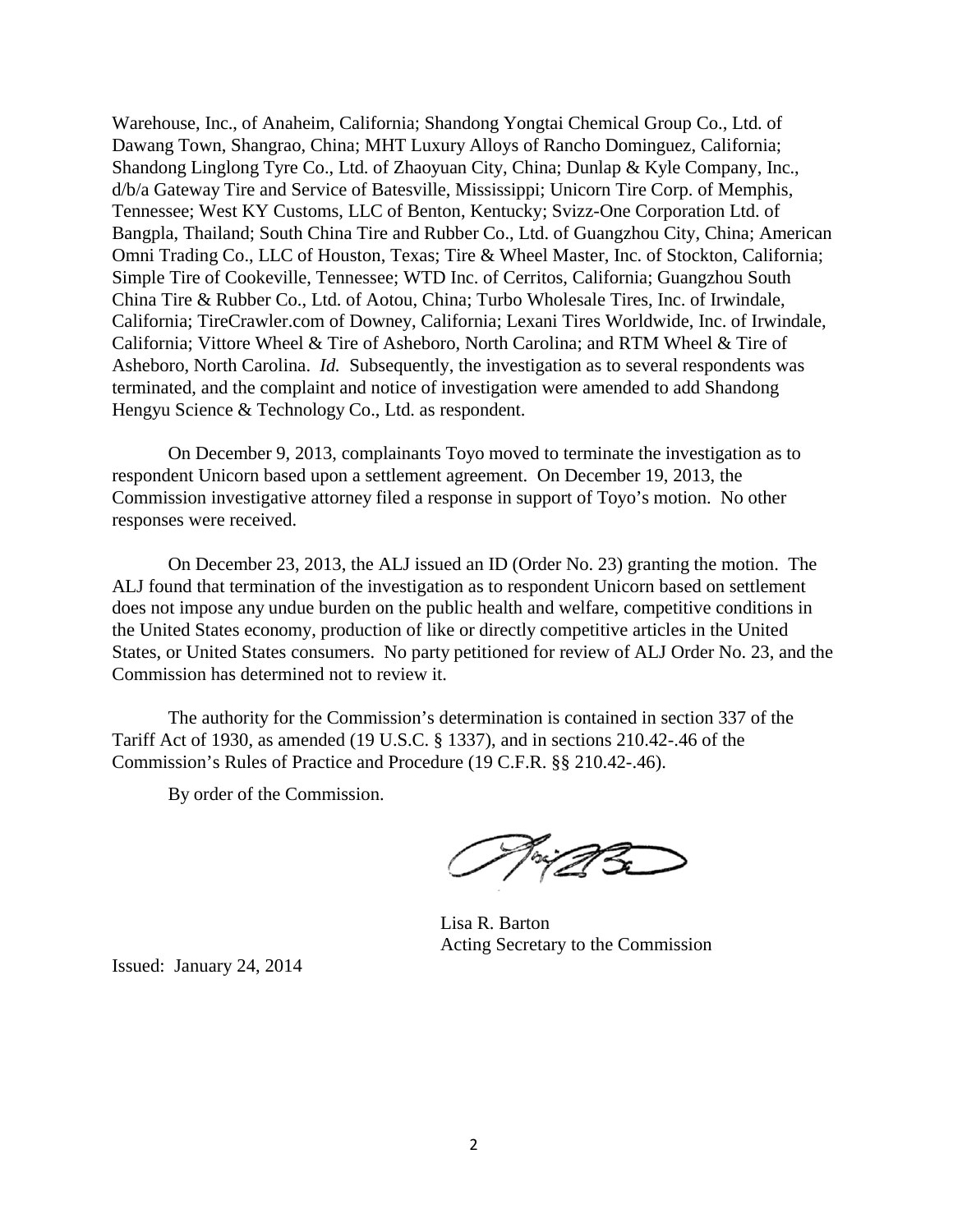Warehouse, Inc., of Anaheim, California; Shandong Yongtai Chemical Group Co., Ltd. of Dawang Town, Shangrao, China; MHT Luxury Alloys of Rancho Dominguez, California; Shandong Linglong Tyre Co., Ltd. of Zhaoyuan City, China; Dunlap & Kyle Company, Inc., d/b/a Gateway Tire and Service of Batesville, Mississippi; Unicorn Tire Corp. of Memphis, Tennessee; West KY Customs, LLC of Benton, Kentucky; Svizz-One Corporation Ltd. of Bangpla, Thailand; South China Tire and Rubber Co., Ltd. of Guangzhou City, China; American Omni Trading Co., LLC of Houston, Texas; Tire & Wheel Master, Inc. of Stockton, California; Simple Tire of Cookeville, Tennessee; WTD Inc. of Cerritos, California; Guangzhou South China Tire & Rubber Co., Ltd. of Aotou, China; Turbo Wholesale Tires, Inc. of Irwindale, California; TireCrawler.com of Downey, California; Lexani Tires Worldwide, Inc. of Irwindale, California; Vittore Wheel & Tire of Asheboro, North Carolina; and RTM Wheel & Tire of Asheboro, North Carolina. *Id.* Subsequently, the investigation as to several respondents was terminated, and the complaint and notice of investigation were amended to add Shandong Hengyu Science & Technology Co., Ltd. as respondent.

On December 9, 2013, complainants Toyo moved to terminate the investigation as to respondent Unicorn based upon a settlement agreement. On December 19, 2013, the Commission investigative attorney filed a response in support of Toyo's motion. No other responses were received.

On December 23, 2013, the ALJ issued an ID (Order No. 23) granting the motion. The ALJ found that termination of the investigation as to respondent Unicorn based on settlement does not impose any undue burden on the public health and welfare, competitive conditions in the United States economy, production of like or directly competitive articles in the United States, or United States consumers. No party petitioned for review of ALJ Order No. 23, and the Commission has determined not to review it.

The authority for the Commission's determination is contained in section 337 of the Tariff Act of 1930, as amended (19 U.S.C. § 1337), and in sections 210.42-.46 of the Commission's Rules of Practice and Procedure (19 C.F.R. §§ 210.42-.46).

By order of the Commission.

Lisa R. Barton
Acting Secretary to the Commission

Issued: January 24, 2014